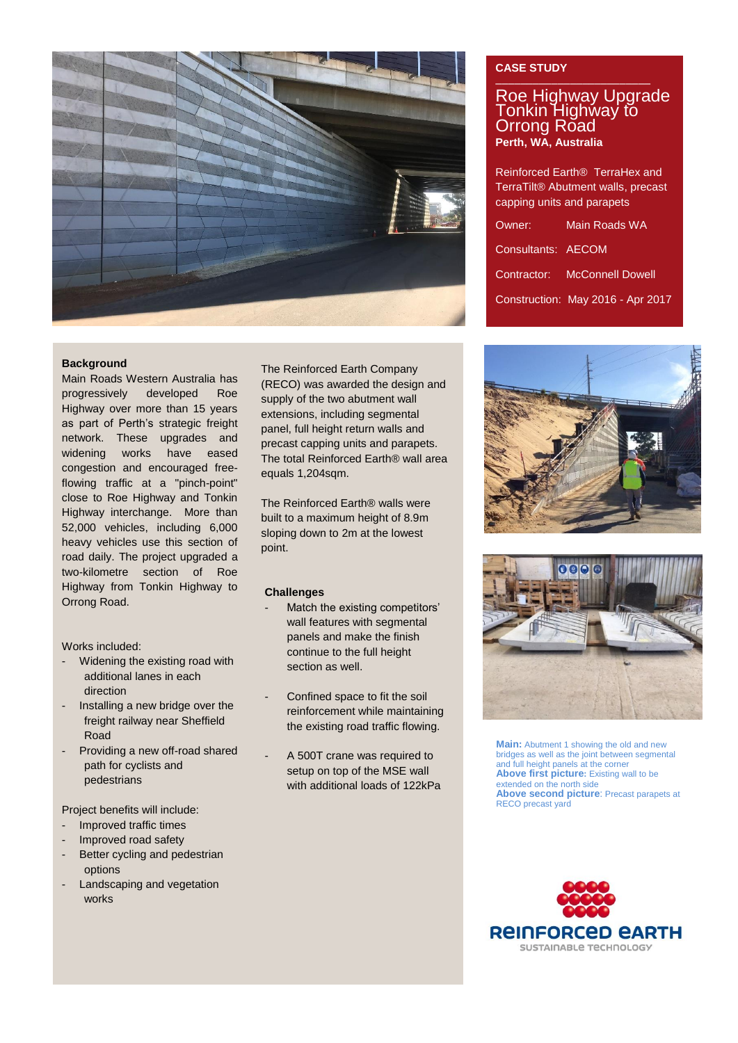**CASE STUDY**

# Roe Highway Upgrade Tonkin Highway to Orrong Road

**Perth, WA, Australia**

Reinforced Earth® TerraHex and TerraTilt® Abutment walls, precast capping units and parapets

| | |
|---|---|
| Owner: | Main Roads WA |
| Consultants: | AECOM |
| Contractor: | McConnell Dowell |
| Construction: | May 2016 - Apr 2017 |

**Background**

Main Roads Western Australia has progressively developed Roe Highway over more than 15 years as part of Perth's strategic freight network. These upgrades and widening works have eased congestion and encouraged free-flowing traffic at a "pinch-point" close to Roe Highway and Tonkin Highway interchange. More than 52,000 vehicles, including 6,000 heavy vehicles use this section of road daily. The project upgraded a two-kilometre section of Roe Highway from Tonkin Highway to Orrong Road.

Works included:

- Widening the existing road with additional lanes in each direction
- Installing a new bridge over the freight railway near Sheffield Road
- Providing a new off-road shared path for cyclists and pedestrians

Project benefits will include:

- Improved traffic times
- Improved road safety
- Better cycling and pedestrian options
- Landscaping and vegetation works

The Reinforced Earth Company (RECO) was awarded the design and supply of the two abutment wall extensions, including segmental panel, full height return walls and precast capping units and parapets. The total Reinforced Earth® wall area equals 1,204sqm.

The Reinforced Earth® walls were built to a maximum height of 8.9m sloping down to 2m at the lowest point.

**Challenges**

- Match the existing competitors' wall features with segmental panels and make the finish continue to the full height section as well.
- Confined space to fit the soil reinforcement while maintaining the existing road traffic flowing.
- A 500T crane was required to setup on top of the MSE wall with additional loads of 122kPa

**Main:** Abutment 1 showing the old and new bridges as well as the joint between segmental and full height panels at the corner
**Above first picture:** Existing wall to be extended on the north side
**Above second picture**: Precast parapets at RECO precast yard

REINFORCED EARTH
SUSTAINABLE TECHNOLOGY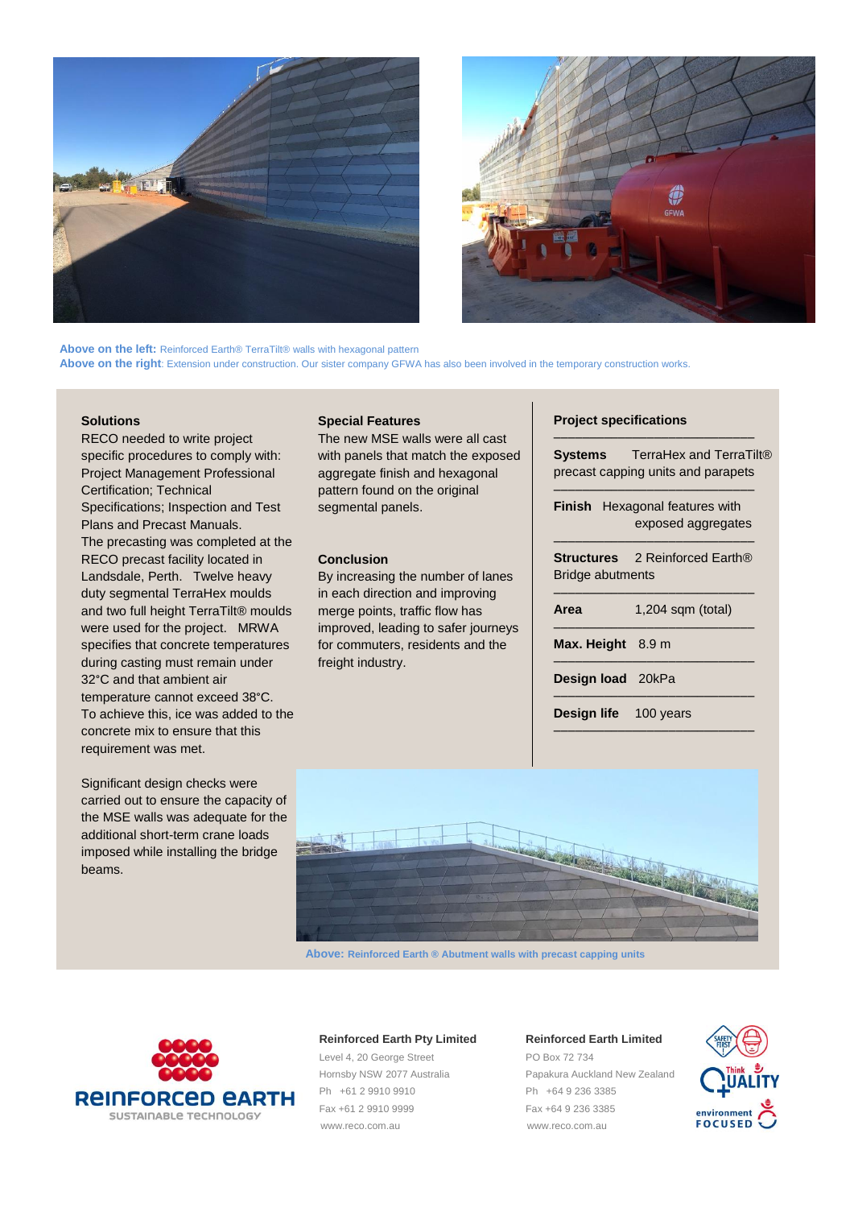**Above on the left:** Reinforced Earth® TerraTilt® walls with hexagonal pattern
**Above on the right**: Extension under construction. Our sister company GFWA has also been involved in the temporary construction works.

### Solutions

RECO needed to write project specific procedures to comply with: Project Management Professional Certification; Technical Specifications; Inspection and Test Plans and Precast Manuals.

The precasting was completed at the RECO precast facility located in Landsdale, Perth. Twelve heavy duty segmental TerraHex moulds and two full height TerraTilt® moulds were used for the project. MRWA specifies that concrete temperatures during casting must remain under 32°C and that ambient air temperature cannot exceed 38°C. To achieve this, ice was added to the concrete mix to ensure that this requirement was met.

Significant design checks were carried out to ensure the capacity of the MSE walls was adequate for the additional short-term crane loads imposed while installing the bridge beams.

### Special Features

The new MSE walls were all cast with panels that match the exposed aggregate finish and hexagonal pattern found on the original segmental panels.

### Conclusion

By increasing the number of lanes in each direction and improving merge points, traffic flow has improved, leading to safer journeys for commuters, residents and the freight industry.

### Project specifications

| | |
|---|---|
| **Systems** | TerraHex and TerraTilt® precast capping units and parapets |
| **Finish** | Hexagonal features with exposed aggregates |
| **Structures** | 2 Reinforced Earth® Bridge abutments |
| **Area** | 1,204 sqm (total) |
| **Max. Height** | 8.9 m |
| **Design load** | 20kPa |
| **Design life** | 100 years |

**Above:** Reinforced Earth ® Abutment walls with precast capping units

REINFORCED EARTH
SUSTAINABLE TECHNOLOGY

**Reinforced Earth Pty Limited**
Level 4, 20 George Street
Hornsby NSW 2077 Australia
Ph +61 2 9910 9910
Fax +61 2 9910 9999
www.reco.com.au

**Reinforced Earth Limited**
PO Box 72 734
Papakura Auckland New Zealand
Ph +64 9 236 3385
Fax +64 9 236 3385
www.reco.com.au

SAFETY FIRST
Think QUALITY
environment FOCUSED